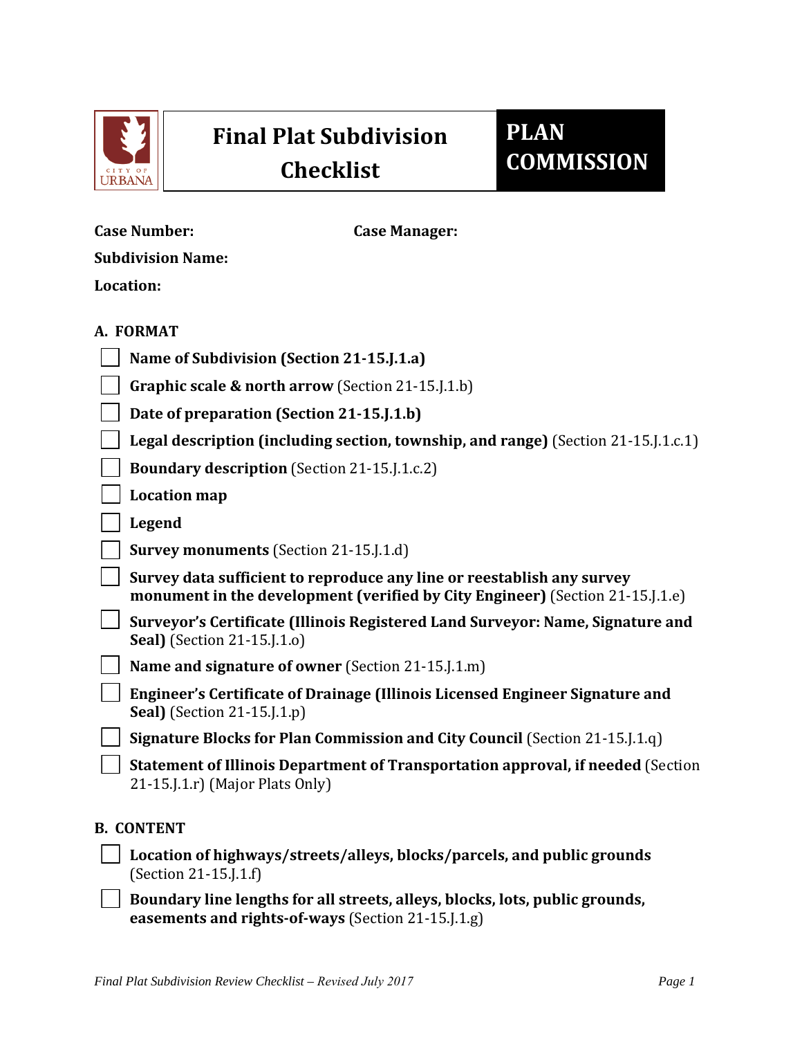# Final Plat Subdivision Checklist

**PLAN COMMISSION**

**Case Number:** **Case Manager:**

**Subdivision Name:**

**Location:**

## A. FORMAT

- [ ] **Name of Subdivision (Section 21-15.J.1.a)**
- [ ] **Graphic scale & north arrow** (Section 21-15.J.1.b)
- [ ] **Date of preparation (Section 21-15.J.1.b)**
- [ ] **Legal description (including section, township, and range)** (Section 21-15.J.1.c.1)
- [ ] **Boundary description** (Section 21-15.J.1.c.2)
- [ ] **Location map**
- [ ] **Legend**
- [ ] **Survey monuments** (Section 21-15.J.1.d)
- [ ] **Survey data sufficient to reproduce any line or reestablish any survey monument in the development (verified by City Engineer)** (Section 21-15.J.1.e)
- [ ] **Surveyor's Certificate (Illinois Registered Land Surveyor: Name, Signature and Seal)** (Section 21-15.J.1.o)
- [ ] **Name and signature of owner** (Section 21-15.J.1.m)
- [ ] **Engineer's Certificate of Drainage (Illinois Licensed Engineer Signature and Seal)** (Section 21-15.J.1.p)
- [ ] **Signature Blocks for Plan Commission and City Council** (Section 21-15.J.1.q)
- [ ] **Statement of Illinois Department of Transportation approval, if needed** (Section 21-15.J.1.r) (Major Plats Only)

## B. CONTENT

- [ ] **Location of highways/streets/alleys, blocks/parcels, and public grounds** (Section 21-15.J.1.f)
- [ ] **Boundary line lengths for all streets, alleys, blocks, lots, public grounds, easements and rights-of-ways** (Section 21-15.J.1.g)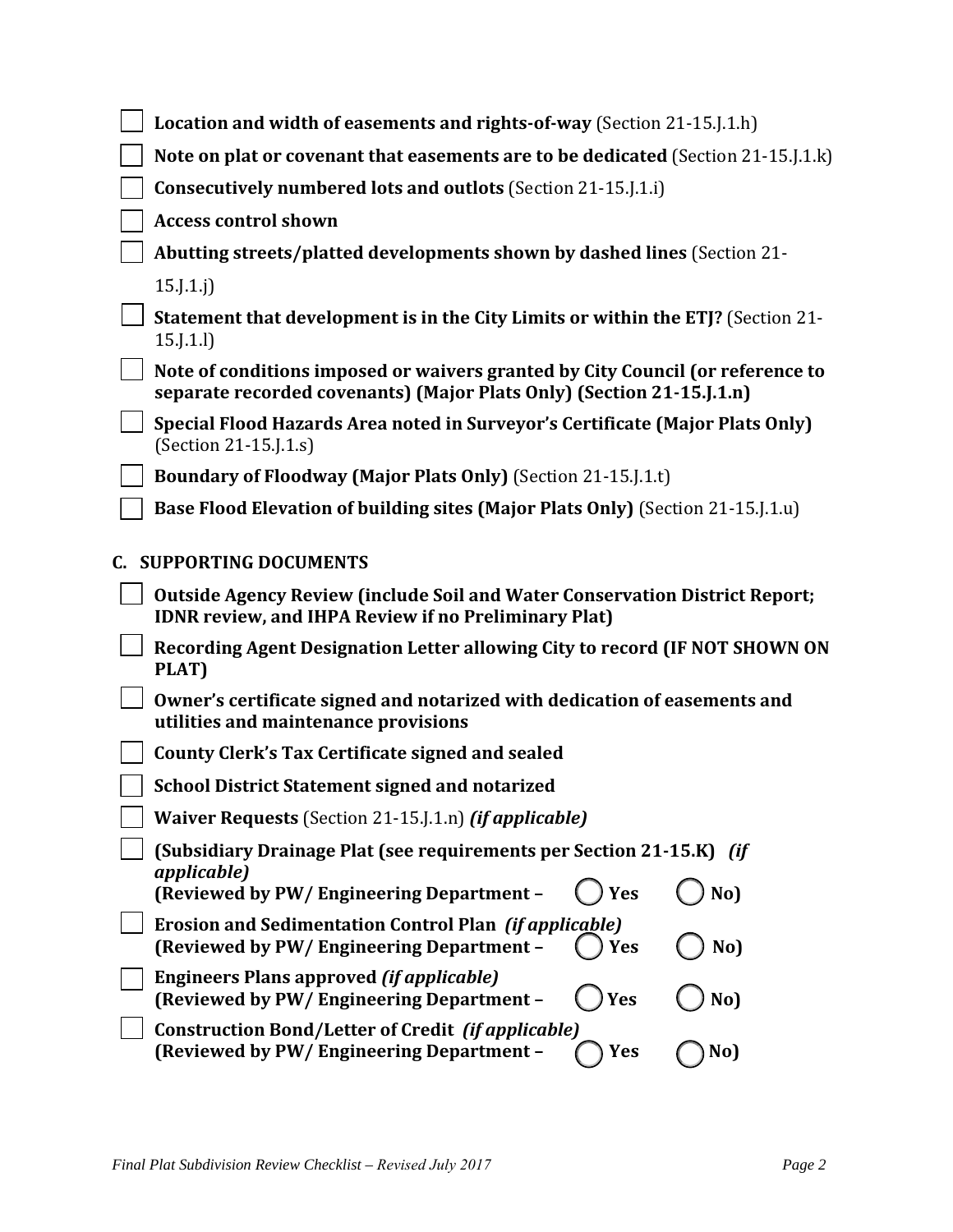- [ ] **Location and width of easements and rights-of-way** (Section 21-15.J.1.h)
- [ ] **Note on plat or covenant that easements are to be dedicated** (Section 21-15.J.1.k)
- [ ] **Consecutively numbered lots and outlots** (Section 21-15.J.1.i)
- [ ] **Access control shown**
- [ ] **Abutting streets/platted developments shown by dashed lines** (Section 21-15.J.1.j)
- [ ] **Statement that development is in the City Limits or within the ETJ?** (Section 21-15.J.1.l)
- [ ] **Note of conditions imposed or waivers granted by City Council (or reference to separate recorded covenants) (Major Plats Only) (Section 21-15.J.1.n)**
- [ ] **Special Flood Hazards Area noted in Surveyor's Certificate (Major Plats Only)** (Section 21-15.J.1.s)
- [ ] **Boundary of Floodway (Major Plats Only)** (Section 21-15.J.1.t)
- [ ] **Base Flood Elevation of building sites (Major Plats Only)** (Section 21-15.J.1.u)

## C. SUPPORTING DOCUMENTS

- [ ] **Outside Agency Review (include Soil and Water Conservation District Report; IDNR review, and IHPA Review if no Preliminary Plat)**
- [ ] **Recording Agent Designation Letter allowing City to record (IF NOT SHOWN ON PLAT)**
- [ ] **Owner's certificate signed and notarized with dedication of easements and utilities and maintenance provisions**
- [ ] **County Clerk's Tax Certificate signed and sealed**
- [ ] **School District Statement signed and notarized**
- [ ] **Waiver Requests** (Section 21-15.J.1.n) ***(if applicable)***
- [ ] **(Subsidiary Drainage Plat (see requirements per Section 21-15.K)** ***(if applicable)***
  **(Reviewed by PW/ Engineering Department – ◯ Yes ◯ No)**
- [ ] **Erosion and Sedimentation Control Plan** ***(if applicable)***
  **(Reviewed by PW/ Engineering Department – ◯ Yes ◯ No)**
- [ ] **Engineers Plans approved** ***(if applicable)***
  **(Reviewed by PW/ Engineering Department – ◯ Yes ◯ No)**
- [ ] **Construction Bond/Letter of Credit** ***(if applicable)***
  **(Reviewed by PW/ Engineering Department – ◯ Yes ◯ No)**